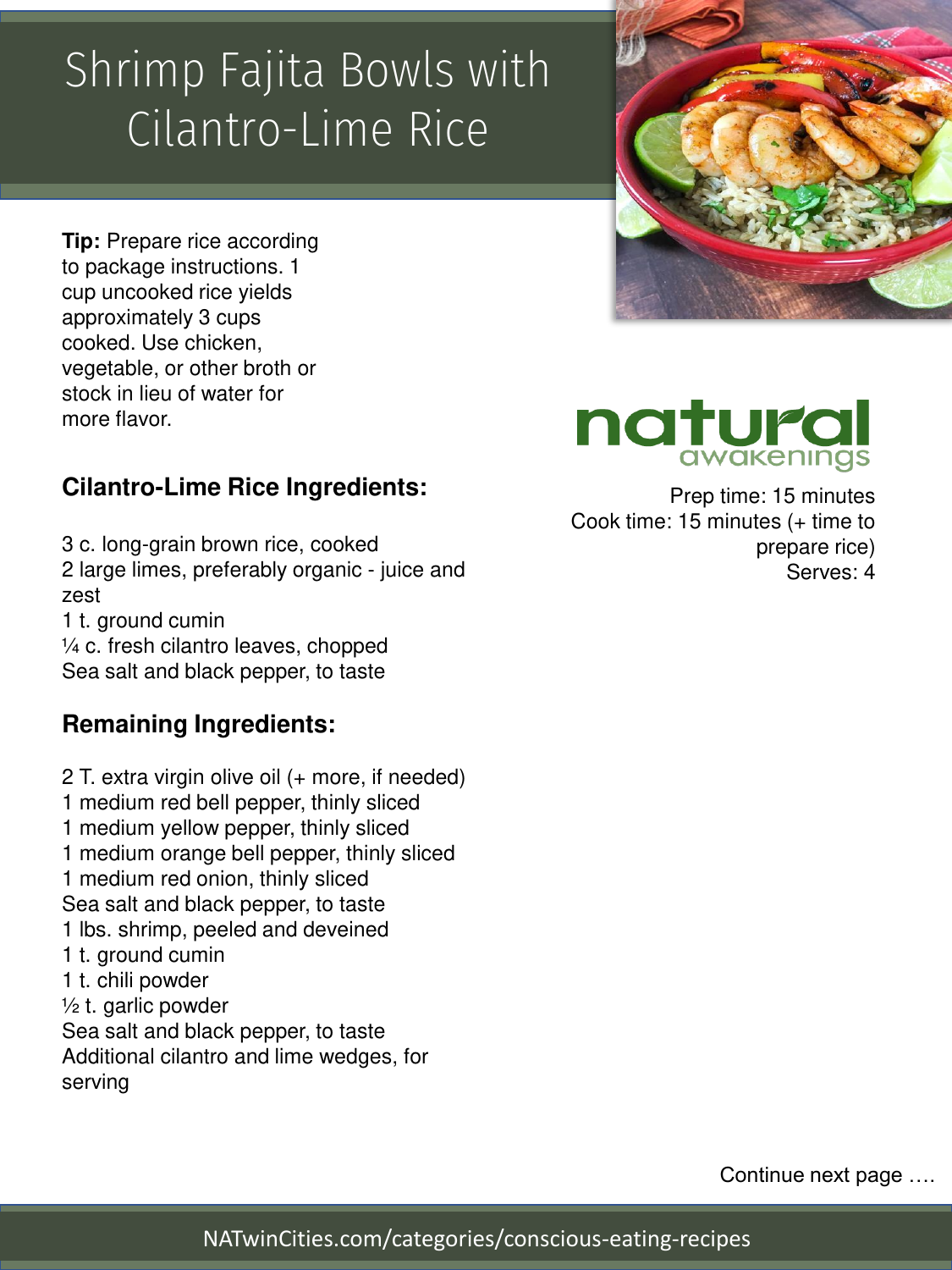# Shrimp Fajita Bowls with Cilantro-Lime Rice

**Tip:** Prepare rice according to package instructions. 1 cup uncooked rice yields approximately 3 cups cooked. Use chicken, vegetable, or other broth or stock in lieu of water for more flavor.

natural awakenings

Prep time: 15 minutes
Cook time: 15 minutes (+ time to prepare rice)
Serves: 4

## Cilantro-Lime Rice Ingredients:

3 c. long-grain brown rice, cooked
2 large limes, preferably organic - juice and zest
1 t. ground cumin
¼ c. fresh cilantro leaves, chopped
Sea salt and black pepper, to taste

## Remaining Ingredients:

2 T. extra virgin olive oil (+ more, if needed)
1 medium red bell pepper, thinly sliced
1 medium yellow pepper, thinly sliced
1 medium orange bell pepper, thinly sliced
1 medium red onion, thinly sliced
Sea salt and black pepper, to taste
1 lbs. shrimp, peeled and deveined
1 t. ground cumin
1 t. chili powder
½ t. garlic powder
Sea salt and black pepper, to taste
Additional cilantro and lime wedges, for serving

Continue next page ….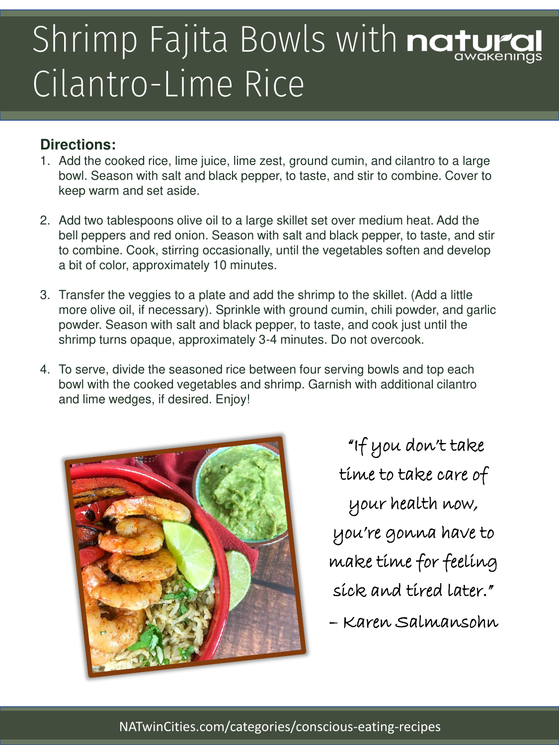# Shrimp Fajita Bowls with Cilantro-Lime Rice

natural awakenings

**Directions:**

1. Add the cooked rice, lime juice, lime zest, ground cumin, and cilantro to a large bowl. Season with salt and black pepper, to taste, and stir to combine. Cover to keep warm and set aside.

2. Add two tablespoons olive oil to a large skillet set over medium heat. Add the bell peppers and red onion. Season with salt and black pepper, to taste, and stir to combine. Cook, stirring occasionally, until the vegetables soften and develop a bit of color, approximately 10 minutes.

3. Transfer the veggies to a plate and add the shrimp to the skillet. (Add a little more olive oil, if necessary). Sprinkle with ground cumin, chili powder, and garlic powder. Season with salt and black pepper, to taste, and cook just until the shrimp turns opaque, approximately 3-4 minutes. Do not overcook.

4. To serve, divide the seasoned rice between four serving bowls and top each bowl with the cooked vegetables and shrimp. Garnish with additional cilantro and lime wedges, if desired. Enjoy!

"If you don't take time to take care of your health now, you're gonna have to make time for feeling sick and tired later."

– Karen Salmansohn

NATwinCities.com/categories/conscious-eating-recipes